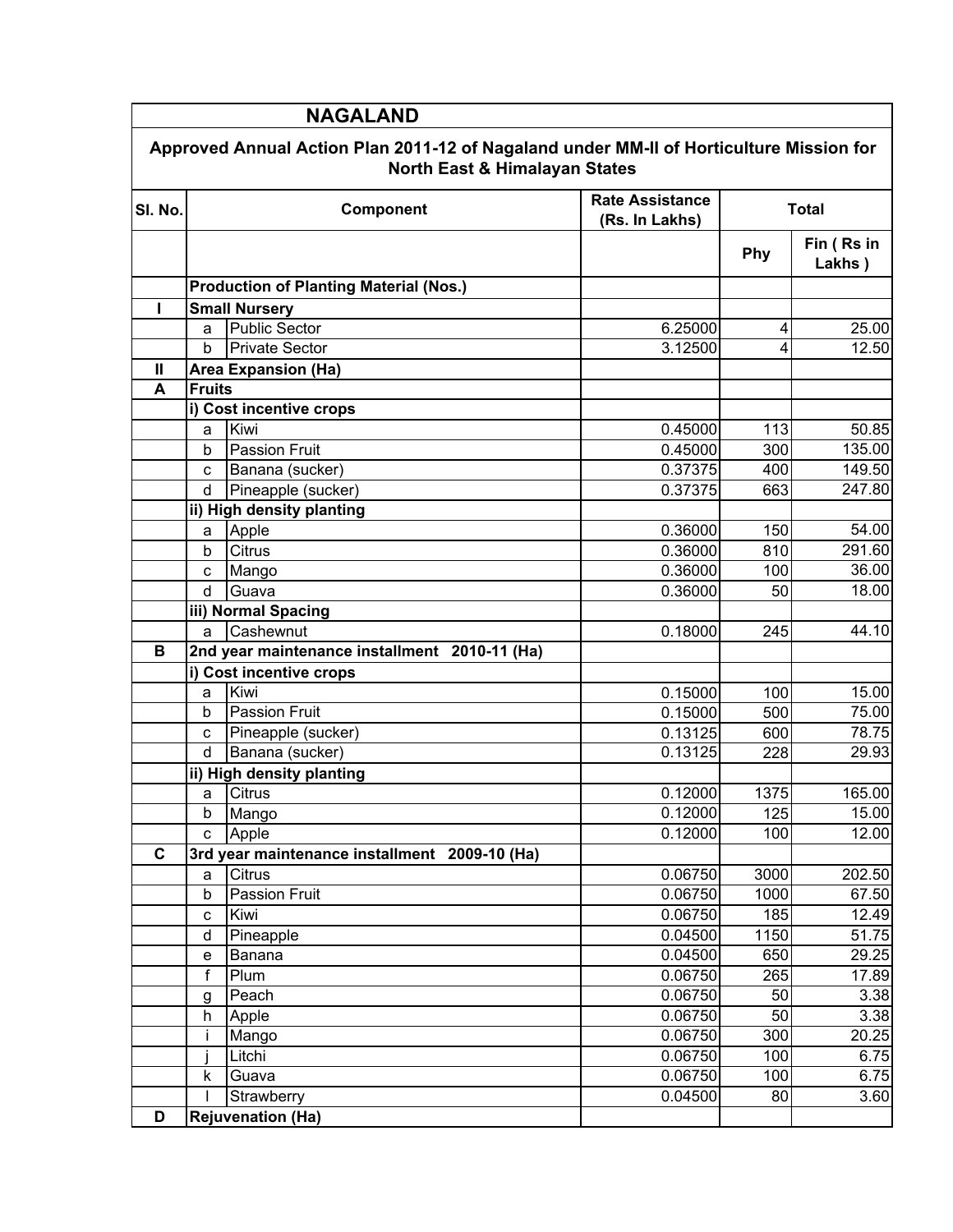## NAGALAND

### Approved Annual Action Plan 2011-12 of Nagaland under MM-II of Horticulture Mission for North East & Himalayan States

| Sl. No. | | Component | Rate Assistance (Rs. In Lakhs) | Total | |
|---|---|---|---|---|---|
| | | | | Phy | Fin ( Rs in Lakhs ) |
| | **Production of Planting Material (Nos.)** | | | | |
| **I** | **Small Nursery** | | | | |
| | a | Public Sector | 6.25000 | 4 | 25.00 |
| | b | Private Sector | 3.12500 | 4 | 12.50 |
| **II** | **Area Expansion (Ha)** | | | | |
| **A** | **Fruits** | | | | |
| | **i) Cost incentive crops** | | | | |
| | a | Kiwi | 0.45000 | 113 | 50.85 |
| | b | Passion Fruit | 0.45000 | 300 | 135.00 |
| | c | Banana (sucker) | 0.37375 | 400 | 149.50 |
| | d | Pineapple (sucker) | 0.37375 | 663 | 247.80 |
| | **ii) High density planting** | | | | |
| | a | Apple | 0.36000 | 150 | 54.00 |
| | b | Citrus | 0.36000 | 810 | 291.60 |
| | c | Mango | 0.36000 | 100 | 36.00 |
| | d | Guava | 0.36000 | 50 | 18.00 |
| | **iii) Normal Spacing** | | | | |
| | a | Cashewnut | 0.18000 | 245 | 44.10 |
| **B** | **2nd year maintenance installment 2010-11 (Ha)** | | | | |
| | **i) Cost incentive crops** | | | | |
| | a | Kiwi | 0.15000 | 100 | 15.00 |
| | b | Passion Fruit | 0.15000 | 500 | 75.00 |
| | c | Pineapple (sucker) | 0.13125 | 600 | 78.75 |
| | d | Banana (sucker) | 0.13125 | 228 | 29.93 |
| | **ii) High density planting** | | | | |
| | a | Citrus | 0.12000 | 1375 | 165.00 |
| | b | Mango | 0.12000 | 125 | 15.00 |
| | c | Apple | 0.12000 | 100 | 12.00 |
| **C** | **3rd year maintenance installment 2009-10 (Ha)** | | | | |
| | a | Citrus | 0.06750 | 3000 | 202.50 |
| | b | Passion Fruit | 0.06750 | 1000 | 67.50 |
| | c | Kiwi | 0.06750 | 185 | 12.49 |
| | d | Pineapple | 0.04500 | 1150 | 51.75 |
| | e | Banana | 0.04500 | 650 | 29.25 |
| | f | Plum | 0.06750 | 265 | 17.89 |
| | g | Peach | 0.06750 | 50 | 3.38 |
| | h | Apple | 0.06750 | 50 | 3.38 |
| | i | Mango | 0.06750 | 300 | 20.25 |
| | j | Litchi | 0.06750 | 100 | 6.75 |
| | k | Guava | 0.06750 | 100 | 6.75 |
| | l | Strawberry | 0.04500 | 80 | 3.60 |
| **D** | **Rejuvenation (Ha)** | | | | |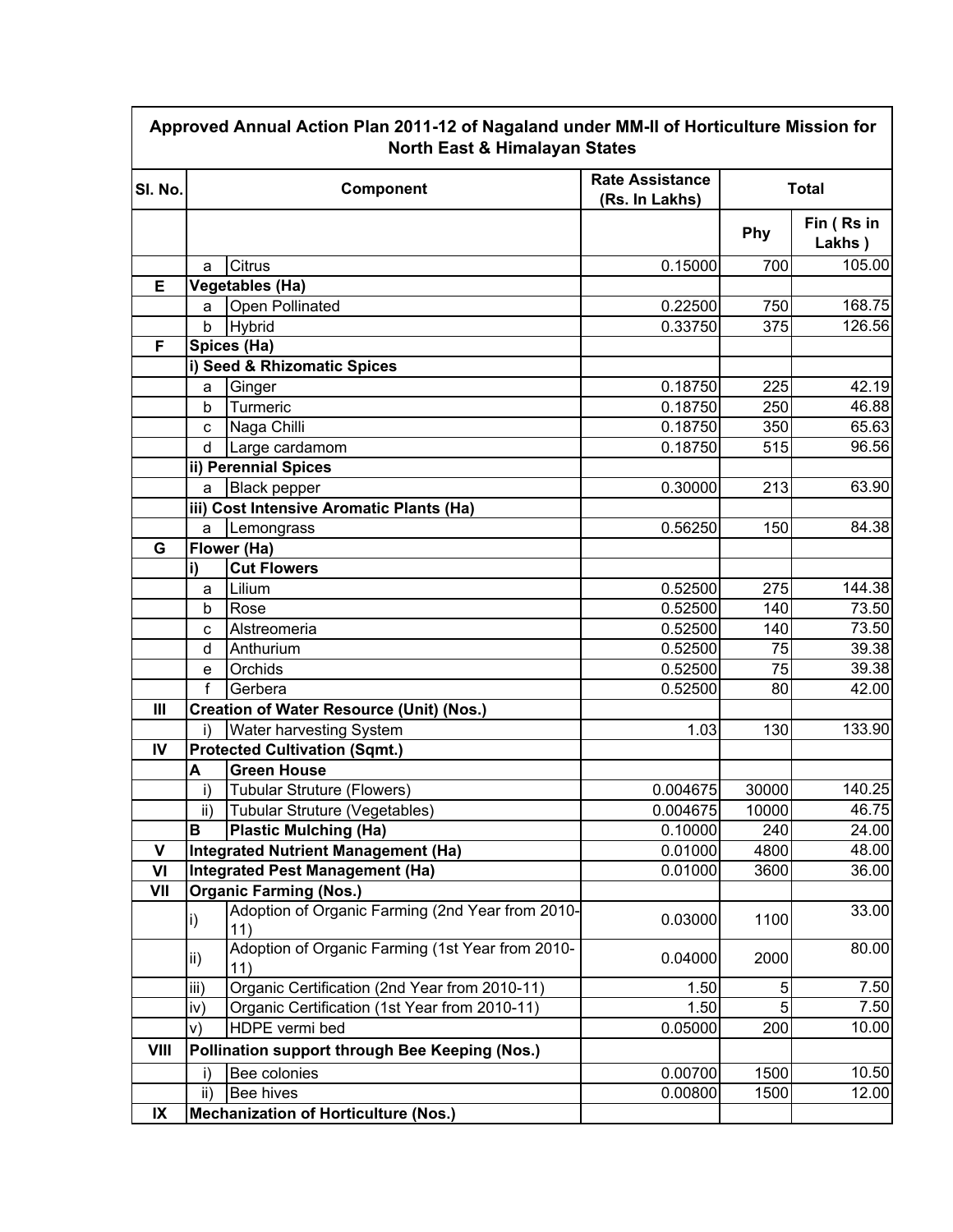| Sl. No. | | Component | Rate Assistance (Rs. In Lakhs) | Total | |
|---|---|---|---|---|---|
| | | | | Phy | Fin ( Rs in Lakhs ) |
| | a | Citrus | 0.15000 | 700 | 105.00 |
| E | Vegetables (Ha) | | | | |
| | a | Open Pollinated | 0.22500 | 750 | 168.75 |
| | b | Hybrid | 0.33750 | 375 | 126.56 |
| F | Spices (Ha) | | | | |
| | i) Seed & Rhizomatic Spices | | | | |
| | a | Ginger | 0.18750 | 225 | 42.19 |
| | b | Turmeric | 0.18750 | 250 | 46.88 |
| | c | Naga Chilli | 0.18750 | 350 | 65.63 |
| | d | Large cardamom | 0.18750 | 515 | 96.56 |
| | ii) Perennial Spices | | | | |
| | a | Black pepper | 0.30000 | 213 | 63.90 |
| | iii) Cost Intensive Aromatic Plants (Ha) | | | | |
| | a | Lemongrass | 0.56250 | 150 | 84.38 |
| G | Flower (Ha) | | | | |
| | i) | Cut Flowers | | | |
| | a | Lilium | 0.52500 | 275 | 144.38 |
| | b | Rose | 0.52500 | 140 | 73.50 |
| | c | Alstreomeria | 0.52500 | 140 | 73.50 |
| | d | Anthurium | 0.52500 | 75 | 39.38 |
| | e | Orchids | 0.52500 | 75 | 39.38 |
| | f | Gerbera | 0.52500 | 80 | 42.00 |
| III | Creation of Water Resource (Unit) (Nos.) | | | | |
| | i) | Water harvesting System | 1.03 | 130 | 133.90 |
| IV | Protected Cultivation (Sqmt.) | | | | |
| | A | Green House | | | |
| | i) | Tubular Struture (Flowers) | 0.004675 | 30000 | 140.25 |
| | ii) | Tubular Struture (Vegetables) | 0.004675 | 10000 | 46.75 |
| | B | Plastic Mulching (Ha) | 0.10000 | 240 | 24.00 |
| V | Integrated Nutrient Management (Ha) | | 0.01000 | 4800 | 48.00 |
| VI | Integrated Pest Management (Ha) | | 0.01000 | 3600 | 36.00 |
| VII | Organic Farming (Nos.) | | | | |
| | i) | Adoption of Organic Farming (2nd Year from 2010-11) | 0.03000 | 1100 | 33.00 |
| | ii) | Adoption of Organic Farming (1st Year from 2010-11) | 0.04000 | 2000 | 80.00 |
| | iii) | Organic Certification (2nd Year from 2010-11) | 1.50 | 5 | 7.50 |
| | iv) | Organic Certification (1st Year from 2010-11) | 1.50 | 5 | 7.50 |
| | v) | HDPE vermi bed | 0.05000 | 200 | 10.00 |
| VIII | Pollination support through Bee Keeping (Nos.) | | | | |
| | i) | Bee colonies | 0.00700 | 1500 | 10.50 |
| | ii) | Bee hives | 0.00800 | 1500 | 12.00 |
| IX | Mechanization of Horticulture (Nos.) | | | | |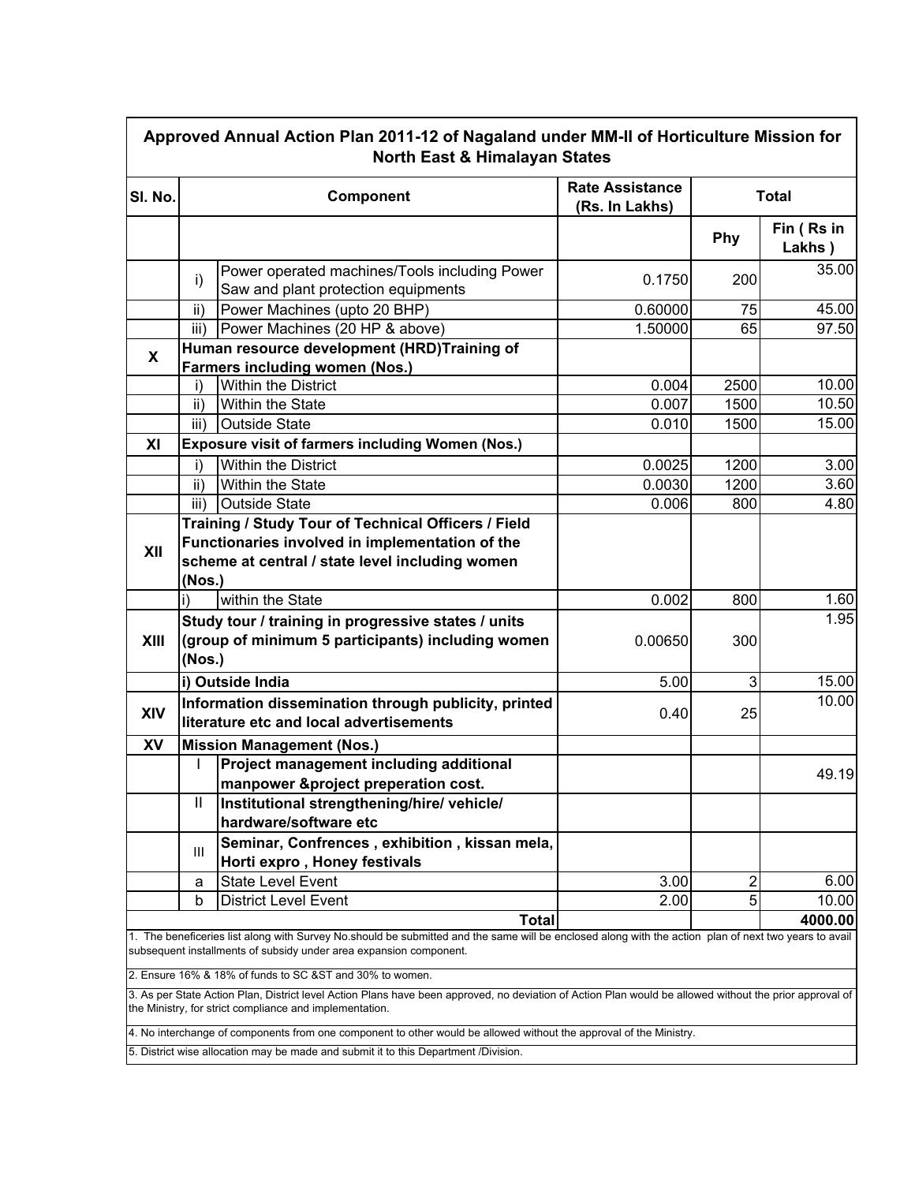| Approved Annual Action Plan 2011-12 of Nagaland under MM-II of Horticulture Mission for North East & Himalayan States | | | | | |
|---|---|---|---|---|---|
| **Sl. No.** | | **Component** | **Rate Assistance (Rs. In Lakhs)** | **Total** | |
| | | | | **Phy** | **Fin ( Rs in Lakhs )** |
| | i) | Power operated machines/Tools including Power Saw and plant protection equipments | 0.1750 | 200 | 35.00 |
| | ii) | Power Machines (upto 20 BHP) | 0.60000 | 75 | 45.00 |
| | iii) | Power Machines (20 HP & above) | 1.50000 | 65 | 97.50 |
| **X** | **Human resource development (HRD)Training of Farmers including women (Nos.)** | | | | |
| | i) | Within the District | 0.004 | 2500 | 10.00 |
| | ii) | Within the State | 0.007 | 1500 | 10.50 |
| | iii) | Outside State | 0.010 | 1500 | 15.00 |
| **XI** | **Exposure visit of farmers including Women (Nos.)** | | | | |
| | i) | Within the District | 0.0025 | 1200 | 3.00 |
| | ii) | Within the State | 0.0030 | 1200 | 3.60 |
| | iii) | Outside State | 0.006 | 800 | 4.80 |
| **XII** | **Training / Study Tour of Technical Officers / Field Functionaries involved in implementation of the scheme at central / state level including women (Nos.)** | | | | |
| | i) | within the State | 0.002 | 800 | 1.60 |
| **XIII** | **Study tour / training in progressive states / units (group of minimum 5 participants) including women (Nos.)** | | 0.00650 | 300 | 1.95 |
| | **i) Outside India** | | 5.00 | 3 | 15.00 |
| **XIV** | **Information dissemination through publicity, printed literature etc and local advertisements** | | 0.40 | 25 | 10.00 |
| **XV** | **Mission Management (Nos.)** | | | | |
| | I | **Project management including additional manpower &project preperation cost.** | | | 49.19 |
| | II | **Institutional strengthening/hire/ vehicle/ hardware/software etc** | | | |
| | III | **Seminar, Confrences , exhibition , kissan mela, Horti expro , Honey festivals** | | | |
| | a | State Level Event | 3.00 | 2 | 6.00 |
| | b | District Level Event | 2.00 | 5 | 10.00 |
| | | **Total** | | | **4000.00** |

1. The beneficeries list along with Survey No.should be submitted and the same will be enclosed along with the action plan of next two years to avail subsequent installments of subsidy under area expansion component.

2. Ensure 16% & 18% of funds to SC &ST and 30% to women.

3. As per State Action Plan, District level Action Plans have been approved, no deviation of Action Plan would be allowed without the prior approval of the Ministry, for strict compliance and implementation.

4. No interchange of components from one component to other would be allowed without the approval of the Ministry.

5. District wise allocation may be made and submit it to this Department /Division.